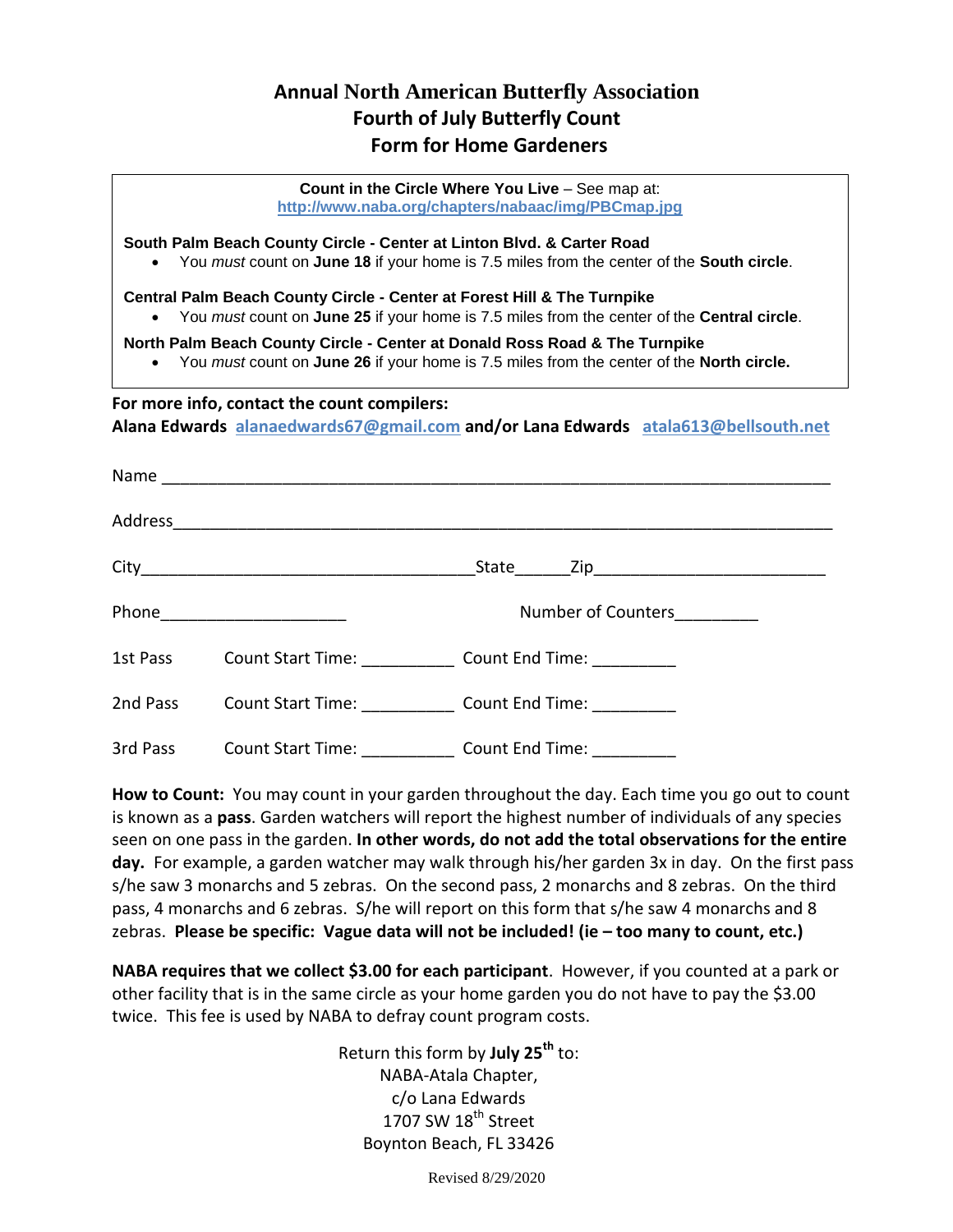# Annual North American Butterfly Association
## Fourth of July Butterfly Count
## Form for Home Gardeners

**Count in the Circle Where You Live** – See map at: http://www.naba.org/chapters/nabaac/img/PBCmap.jpg

**South Palm Beach County Circle - Center at Linton Blvd. & Carter Road**

- You *must* count on **June 18** if your home is 7.5 miles from the center of the **South circle**.

**Central Palm Beach County Circle - Center at Forest Hill & The Turnpike**

- You *must* count on **June 25** if your home is 7.5 miles from the center of the **Central circle**.

**North Palm Beach County Circle - Center at Donald Ross Road & The Turnpike**

- You *must* count on **June 26** if your home is 7.5 miles from the center of the **North circle.**

**For more info, contact the count compilers:**
**Alana Edwards** alanaedwards67@gmail.com **and/or Lana Edwards** atala613@bellsouth.net

Name ___________________________________________________________________________

Address_________________________________________________________________________

City____________________________________State______Zip__________________________

Phone_____________________ Number of Counters_________

1st Pass Count Start Time: __________ Count End Time: _________

2nd Pass Count Start Time: __________ Count End Time: _________

3rd Pass Count Start Time: __________ Count End Time: _________

**How to Count:** You may count in your garden throughout the day. Each time you go out to count is known as a **pass**. Garden watchers will report the highest number of individuals of any species seen on one pass in the garden. **In other words, do not add the total observations for the entire day.** For example, a garden watcher may walk through his/her garden 3x in day. On the first pass s/he saw 3 monarchs and 5 zebras. On the second pass, 2 monarchs and 8 zebras. On the third pass, 4 monarchs and 6 zebras. S/he will report on this form that s/he saw 4 monarchs and 8 zebras. **Please be specific: Vague data will not be included! (ie – too many to count, etc.)**

**NABA requires that we collect $3.00 for each participant**. However, if you counted at a park or other facility that is in the same circle as your home garden you do not have to pay the $3.00 twice. This fee is used by NABA to defray count program costs.

Return this form by **July 25th** to:
NABA-Atala Chapter,
c/o Lana Edwards
1707 SW 18th Street
Boynton Beach, FL 33426

Revised 8/29/2020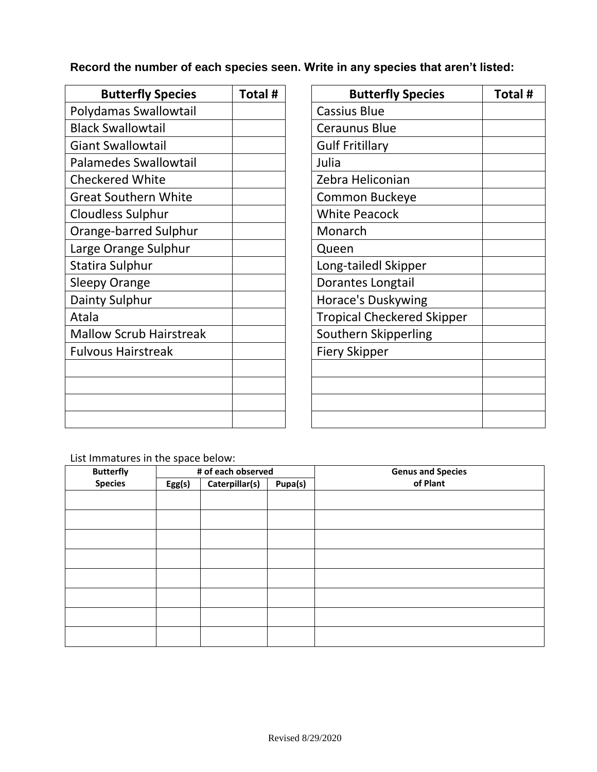**Record the number of each species seen. Write in any species that aren't listed:**

| Butterfly Species | Total # |
|---|---|
| Polydamas Swallowtail | |
| Black Swallowtail | |
| Giant Swallowtail | |
| Palamedes Swallowtail | |
| Checkered White | |
| Great Southern White | |
| Cloudless Sulphur | |
| Orange-barred Sulphur | |
| Large Orange Sulphur | |
| Statira Sulphur | |
| Sleepy Orange | |
| Dainty Sulphur | |
| Atala | |
| Mallow Scrub Hairstreak | |
| Fulvous Hairstreak | |
| | |
| | |
| | |
| | |

| Butterfly Species | Total # |
|---|---|
| Cassius Blue | |
| Ceraunus Blue | |
| Gulf Fritillary | |
| Julia | |
| Zebra Heliconian | |
| Common Buckeye | |
| White Peacock | |
| Monarch | |
| Queen | |
| Long-tailedl Skipper | |
| Dorantes Longtail | |
| Horace's Duskywing | |
| Tropical Checkered Skipper | |
| Southern Skipperling | |
| Fiery Skipper | |
| | |
| | |
| | |
| | |

List Immatures in the space below:

| Butterfly Species | # of each observed | | | Genus and Species of Plant |
|---|---|---|---|---|
| | Egg(s) | Caterpillar(s) | Pupa(s) | |
| | | | | |
| | | | | |
| | | | | |
| | | | | |
| | | | | |
| | | | | |
| | | | | |
| | | | | |

Revised 8/29/2020